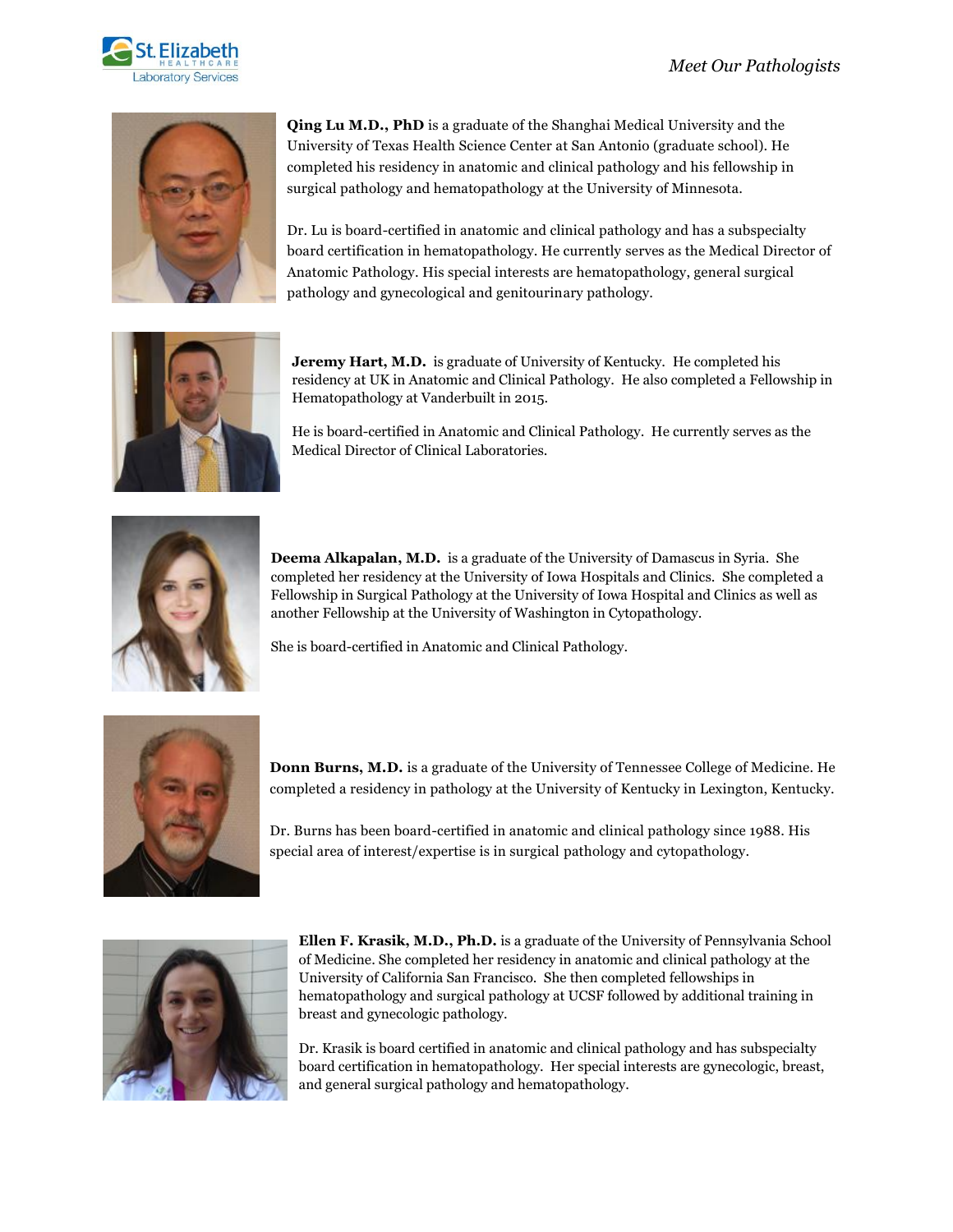*Meet Our Pathologists*

**Qing Lu M.D., PhD** is a graduate of the Shanghai Medical University and the University of Texas Health Science Center at San Antonio (graduate school). He completed his residency in anatomic and clinical pathology and his fellowship in surgical pathology and hematopathology at the University of Minnesota.

Dr. Lu is board-certified in anatomic and clinical pathology and has a subspecialty board certification in hematopathology. He currently serves as the Medical Director of Anatomic Pathology. His special interests are hematopathology, general surgical pathology and gynecological and genitourinary pathology.

**Jeremy Hart, M.D.** is graduate of University of Kentucky. He completed his residency at UK in Anatomic and Clinical Pathology. He also completed a Fellowship in Hematopathology at Vanderbuilt in 2015.

He is board-certified in Anatomic and Clinical Pathology. He currently serves as the Medical Director of Clinical Laboratories.

**Deema Alkapalan, M.D.** is a graduate of the University of Damascus in Syria. She completed her residency at the University of Iowa Hospitals and Clinics. She completed a Fellowship in Surgical Pathology at the University of Iowa Hospital and Clinics as well as another Fellowship at the University of Washington in Cytopathology.

She is board-certified in Anatomic and Clinical Pathology.

**Donn Burns, M.D.** is a graduate of the University of Tennessee College of Medicine. He completed a residency in pathology at the University of Kentucky in Lexington, Kentucky.

Dr. Burns has been board-certified in anatomic and clinical pathology since 1988. His special area of interest/expertise is in surgical pathology and cytopathology.

**Ellen F. Krasik, M.D., Ph.D.** is a graduate of the University of Pennsylvania School of Medicine. She completed her residency in anatomic and clinical pathology at the University of California San Francisco. She then completed fellowships in hematopathology and surgical pathology at UCSF followed by additional training in breast and gynecologic pathology.

Dr. Krasik is board certified in anatomic and clinical pathology and has subspecialty board certification in hematopathology. Her special interests are gynecologic, breast, and general surgical pathology and hematopathology.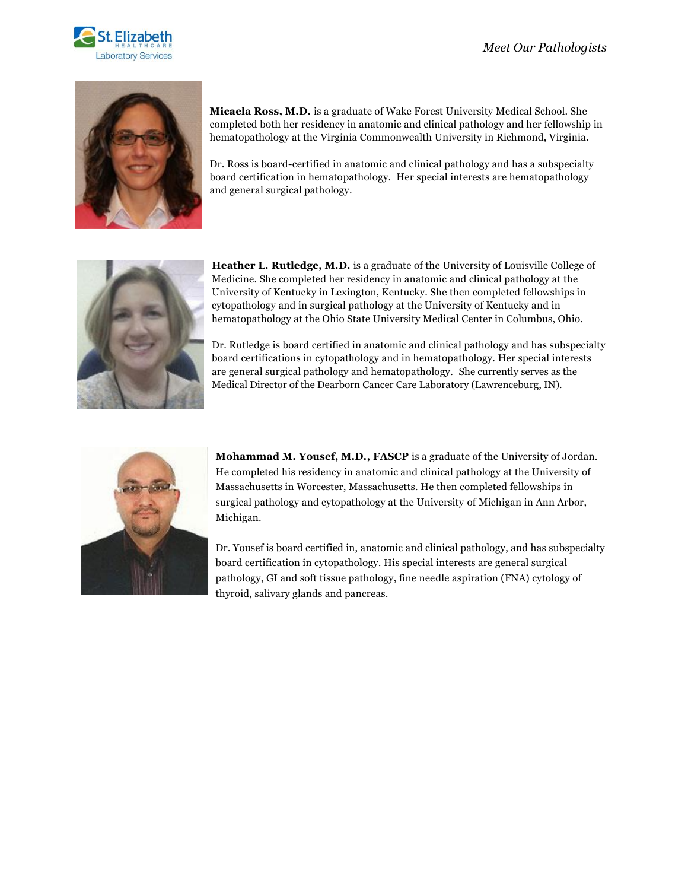**Micaela Ross, M.D.** is a graduate of Wake Forest University Medical School. She completed both her residency in anatomic and clinical pathology and her fellowship in hematopathology at the Virginia Commonwealth University in Richmond, Virginia.

Dr. Ross is board-certified in anatomic and clinical pathology and has a subspecialty board certification in hematopathology. Her special interests are hematopathology and general surgical pathology.

**Heather L. Rutledge, M.D.** is a graduate of the University of Louisville College of Medicine. She completed her residency in anatomic and clinical pathology at the University of Kentucky in Lexington, Kentucky. She then completed fellowships in cytopathology and in surgical pathology at the University of Kentucky and in hematopathology at the Ohio State University Medical Center in Columbus, Ohio.

Dr. Rutledge is board certified in anatomic and clinical pathology and has subspecialty board certifications in cytopathology and in hematopathology. Her special interests are general surgical pathology and hematopathology. She currently serves as the Medical Director of the Dearborn Cancer Care Laboratory (Lawrenceburg, IN).

**Mohammad M. Yousef, M.D., FASCP** is a graduate of the University of Jordan. He completed his residency in anatomic and clinical pathology at the University of Massachusetts in Worcester, Massachusetts. He then completed fellowships in surgical pathology and cytopathology at the University of Michigan in Ann Arbor, Michigan.

Dr. Yousef is board certified in, anatomic and clinical pathology, and has subspecialty board certification in cytopathology. His special interests are general surgical pathology, GI and soft tissue pathology, fine needle aspiration (FNA) cytology of thyroid, salivary glands and pancreas.